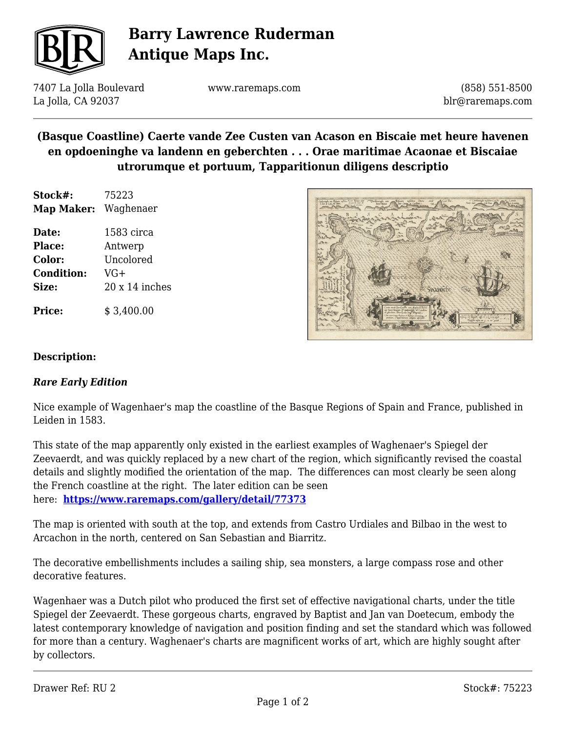# Barry Lawrence Ruderman Antique Maps Inc.

7407 La Jolla Boulevard
La Jolla, CA 92037

www.raremaps.com

(858) 551-8500
blr@raremaps.com

## (Basque Coastline) Caerte vande Zee Custen van Acason en Biscaie met heure havenen en opdoeninghe va landenn en geberchten . . . Orae maritimae Acaonae et Biscaiae utrorumque et portuum, Tapparitionun diligens descriptio

| | |
|---|---|
| **Stock#:** | 75223 |
| **Map Maker:** | Waghenaer |
| **Date:** | 1583 circa |
| **Place:** | Antwerp |
| **Color:** | Uncolored |
| **Condition:** | VG+ |
| **Size:** | 20 x 14 inches |
| **Price:** | $ 3,400.00 |

### Description:

***Rare Early Edition***

Nice example of Wagenhaer's map the coastline of the Basque Regions of Spain and France, published in Leiden in 1583.

This state of the map apparently only existed in the earliest examples of Waghenaer's Spiegel der Zeevaerdt, and was quickly replaced by a new chart of the region, which significantly revised the coastal details and slightly modified the orientation of the map. The differences can most clearly be seen along the French coastline at the right. The later edition can be seen here: **https://www.raremaps.com/gallery/detail/77373**

The map is oriented with south at the top, and extends from Castro Urdiales and Bilbao in the west to Arcachon in the north, centered on San Sebastian and Biarritz.

The decorative embellishments includes a sailing ship, sea monsters, a large compass rose and other decorative features.

Wagenhaer was a Dutch pilot who produced the first set of effective navigational charts, under the title Spiegel der Zeevaerdt. These gorgeous charts, engraved by Baptist and Jan van Doetecum, embody the latest contemporary knowledge of navigation and position finding and set the standard which was followed for more than a century. Waghenaer's charts are magnificent works of art, which are highly sought after by collectors.

Drawer Ref: RU 2

Stock#: 75223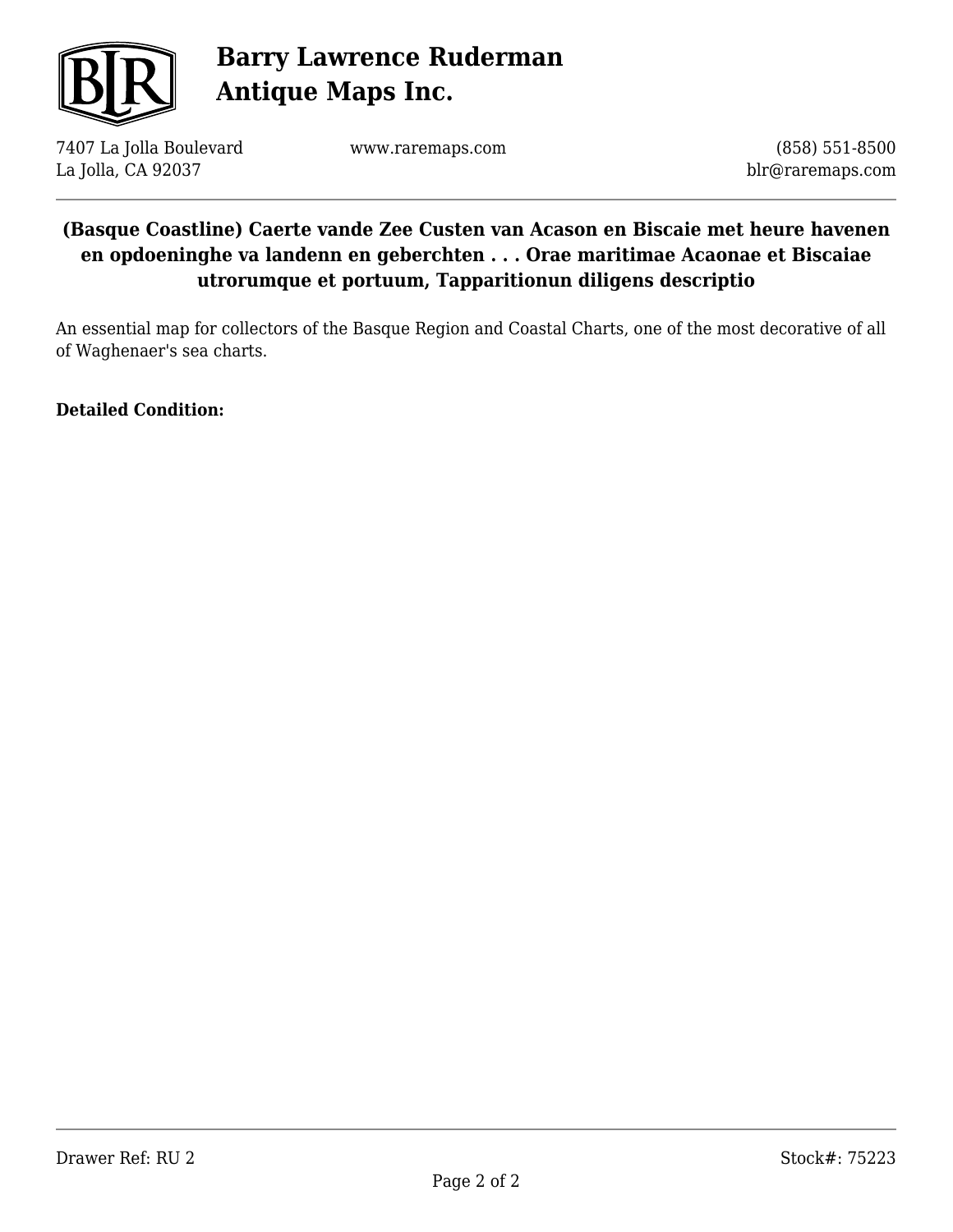**(Basque Coastline) Caerte vande Zee Custen van Acason en Biscaie met heure havenen en opdoeninghe va landenn en geberchten . . . Orae maritimae Acaonae et Biscaiae utrorumque et portuum, Tapparitionun diligens descriptio**

An essential map for collectors of the Basque Region and Coastal Charts, one of the most decorative of all of Waghenaer's sea charts.

**Detailed Condition:**